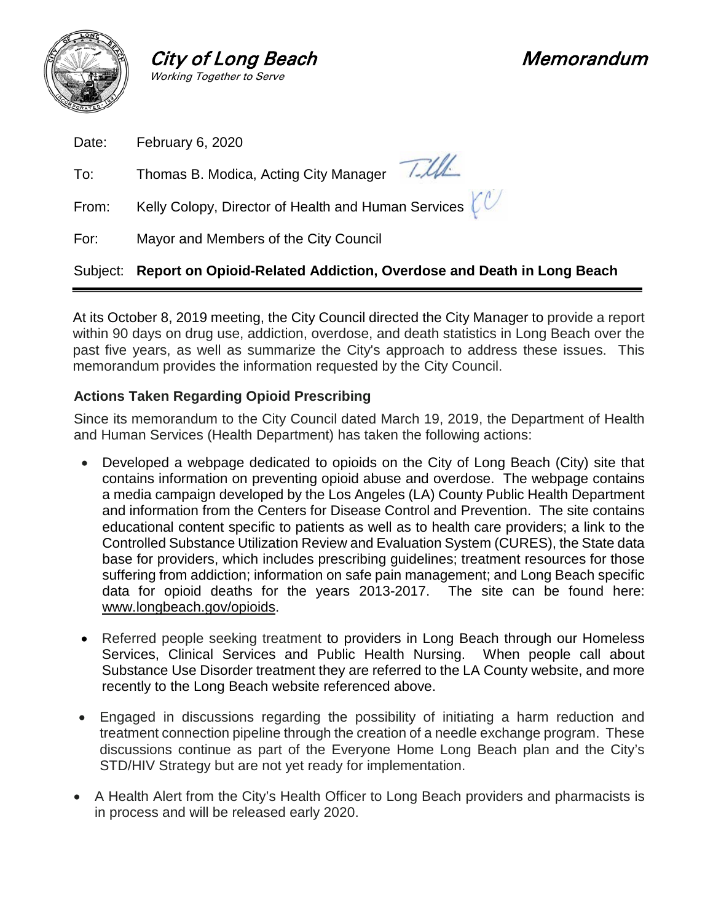**City of Long Beach**
*Working Together to Serve*

**Memorandum**

Date: February 6, 2020

To: Thomas B. Modica, Acting City Manager

From: Kelly Colopy, Director of Health and Human Services

For: Mayor and Members of the City Council

Subject: **Report on Opioid-Related Addiction, Overdose and Death in Long Beach**

---

At its October 8, 2019 meeting, the City Council directed the City Manager to provide a report within 90 days on drug use, addiction, overdose, and death statistics in Long Beach over the past five years, as well as summarize the City's approach to address these issues. This memorandum provides the information requested by the City Council.

### Actions Taken Regarding Opioid Prescribing

Since its memorandum to the City Council dated March 19, 2019, the Department of Health and Human Services (Health Department) has taken the following actions:

- Developed a webpage dedicated to opioids on the City of Long Beach (City) site that contains information on preventing opioid abuse and overdose. The webpage contains a media campaign developed by the Los Angeles (LA) County Public Health Department and information from the Centers for Disease Control and Prevention. The site contains educational content specific to patients as well as to health care providers; a link to the Controlled Substance Utilization Review and Evaluation System (CURES), the State data base for providers, which includes prescribing guidelines; treatment resources for those suffering from addiction; information on safe pain management; and Long Beach specific data for opioid deaths for the years 2013-2017. The site can be found here: www.longbeach.gov/opioids.

- Referred people seeking treatment to providers in Long Beach through our Homeless Services, Clinical Services and Public Health Nursing. When people call about Substance Use Disorder treatment they are referred to the LA County website, and more recently to the Long Beach website referenced above.

- Engaged in discussions regarding the possibility of initiating a harm reduction and treatment connection pipeline through the creation of a needle exchange program. These discussions continue as part of the Everyone Home Long Beach plan and the City's STD/HIV Strategy but are not yet ready for implementation.

- A Health Alert from the City's Health Officer to Long Beach providers and pharmacists is in process and will be released early 2020.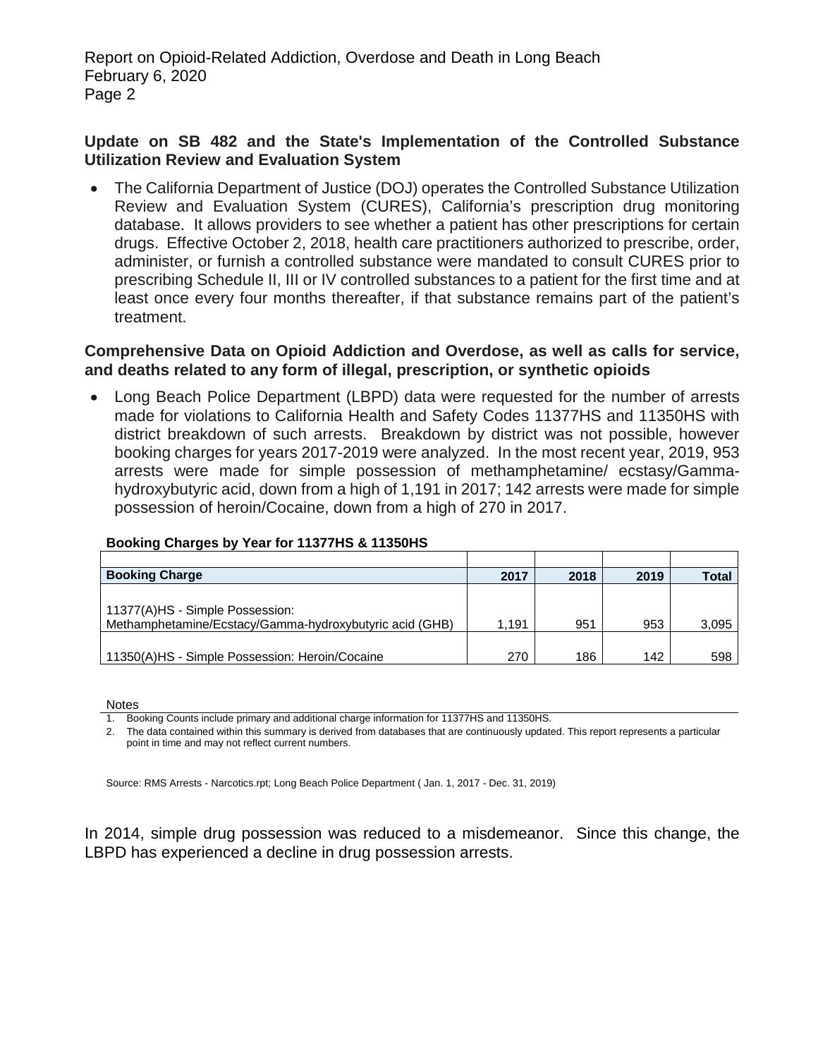**Update on SB 482 and the State's Implementation of the Controlled Substance Utilization Review and Evaluation System**

- The California Department of Justice (DOJ) operates the Controlled Substance Utilization Review and Evaluation System (CURES), California's prescription drug monitoring database. It allows providers to see whether a patient has other prescriptions for certain drugs. Effective October 2, 2018, health care practitioners authorized to prescribe, order, administer, or furnish a controlled substance were mandated to consult CURES prior to prescribing Schedule II, III or IV controlled substances to a patient for the first time and at least once every four months thereafter, if that substance remains part of the patient's treatment.

**Comprehensive Data on Opioid Addiction and Overdose, as well as calls for service, and deaths related to any form of illegal, prescription, or synthetic opioids**

- Long Beach Police Department (LBPD) data were requested for the number of arrests made for violations to California Health and Safety Codes 11377HS and 11350HS with district breakdown of such arrests. Breakdown by district was not possible, however booking charges for years 2017-2019 were analyzed. In the most recent year, 2019, 953 arrests were made for simple possession of methamphetamine/ ecstasy/Gamma-hydroxybutyric acid, down from a high of 1,191 in 2017; 142 arrests were made for simple possession of heroin/Cocaine, down from a high of 270 in 2017.

**Booking Charges by Year for 11377HS & 11350HS**

| Booking Charge | 2017 | 2018 | 2019 | Total |
|---|---|---|---|---|
| 11377(A)HS - Simple Possession: Methamphetamine/Ecstacy/Gamma-hydroxybutyric acid (GHB) | 1,191 | 951 | 953 | 3,095 |
| 11350(A)HS - Simple Possession: Heroin/Cocaine | 270 | 186 | 142 | 598 |

Notes

1. Booking Counts include primary and additional charge information for 11377HS and 11350HS.
2. The data contained within this summary is derived from databases that are continuously updated. This report represents a particular point in time and may not reflect current numbers.

Source: RMS Arrests - Narcotics.rpt; Long Beach Police Department ( Jan. 1, 2017 - Dec. 31, 2019)

In 2014, simple drug possession was reduced to a misdemeanor. Since this change, the LBPD has experienced a decline in drug possession arrests.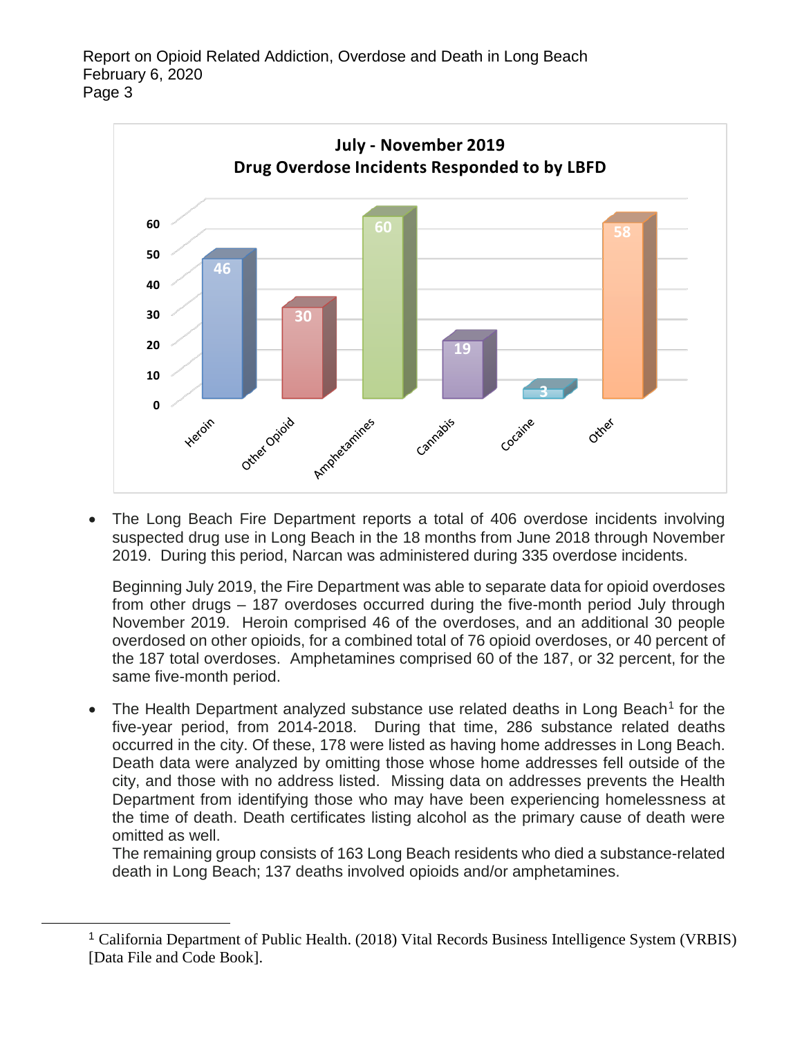**July - November 2019**
**Drug Overdose Incidents Responded to by LBFD**

| Drug | Incidents |
|---|---|
| Heroin | 46 |
| Other Opioid | 30 |
| Amphetamines | 60 |
| Cannabis | 19 |
| Cocaine | 3 |
| Other | 58 |

- The Long Beach Fire Department reports a total of 406 overdose incidents involving suspected drug use in Long Beach in the 18 months from June 2018 through November 2019. During this period, Narcan was administered during 335 overdose incidents.

  Beginning July 2019, the Fire Department was able to separate data for opioid overdoses from other drugs – 187 overdoses occurred during the five-month period July through November 2019. Heroin comprised 46 of the overdoses, and an additional 30 people overdosed on other opioids, for a combined total of 76 opioid overdoses, or 40 percent of the 187 total overdoses. Amphetamines comprised 60 of the 187, or 32 percent, for the same five-month period.

- The Health Department analyzed substance use related deaths in Long Beach[1] for the five-year period, from 2014-2018. During that time, 286 substance related deaths occurred in the city. Of these, 178 were listed as having home addresses in Long Beach. Death data were analyzed by omitting those whose home addresses fell outside of the city, and those with no address listed. Missing data on addresses prevents the Health Department from identifying those who may have been experiencing homelessness at the time of death. Death certificates listing alcohol as the primary cause of death were omitted as well.
  The remaining group consists of 163 Long Beach residents who died a substance-related death in Long Beach; 137 deaths involved opioids and/or amphetamines.

---

[1] California Department of Public Health. (2018) Vital Records Business Intelligence System (VRBIS) [Data File and Code Book].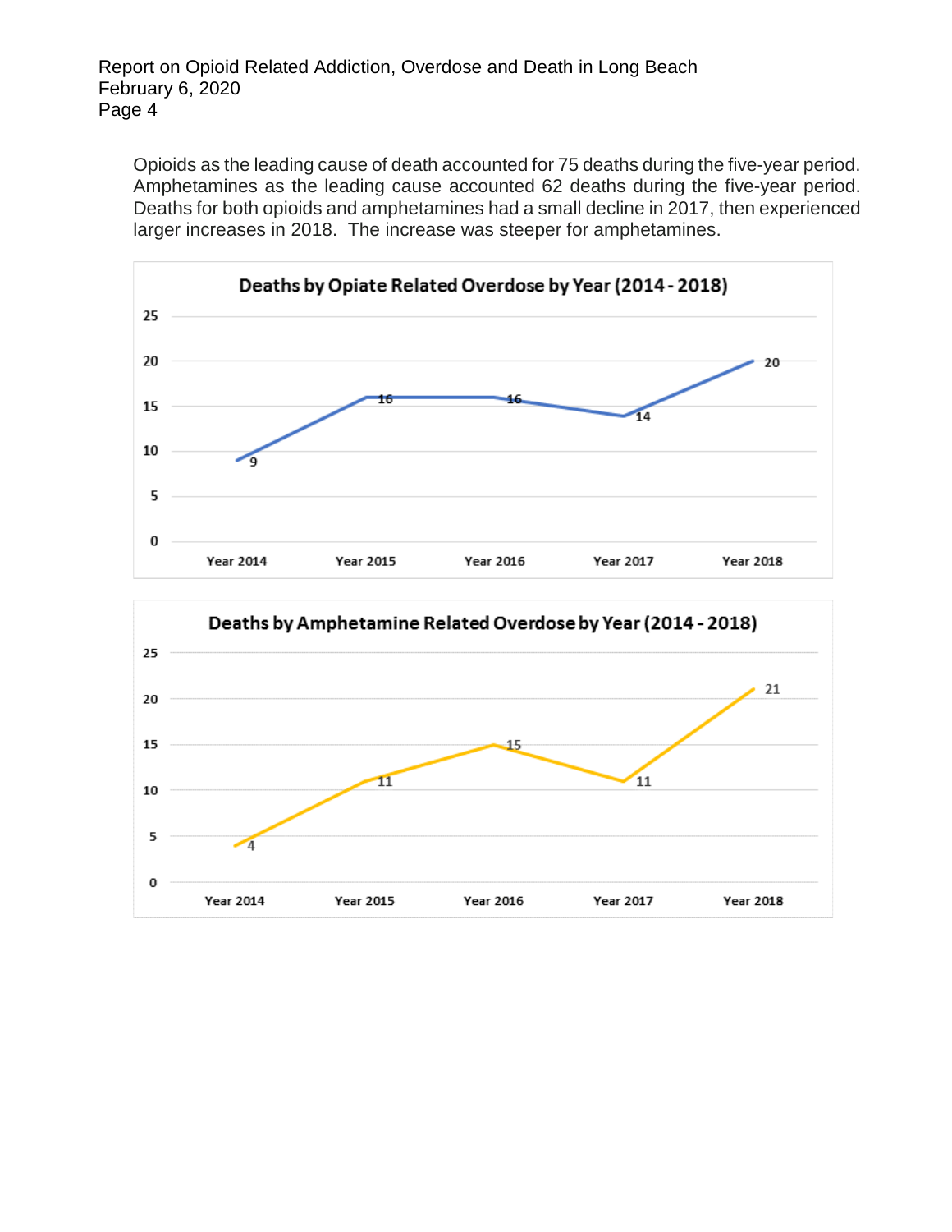Opioids as the leading cause of death accounted for 75 deaths during the five-year period. Amphetamines as the leading cause accounted 62 deaths during the five-year period. Deaths for both opioids and amphetamines had a small decline in 2017, then experienced larger increases in 2018. The increase was steeper for amphetamines.

**Deaths by Opiate Related Overdose by Year (2014 - 2018)**

| Year 2014 | Year 2015 | Year 2016 | Year 2017 | Year 2018 |
|---|---|---|---|---|
| 9 | 16 | 16 | 14 | 20 |

**Deaths by Amphetamine Related Overdose by Year (2014 - 2018)**

| Year 2014 | Year 2015 | Year 2016 | Year 2017 | Year 2018 |
|---|---|---|---|---|
| 4 | 11 | 15 | 11 | 21 |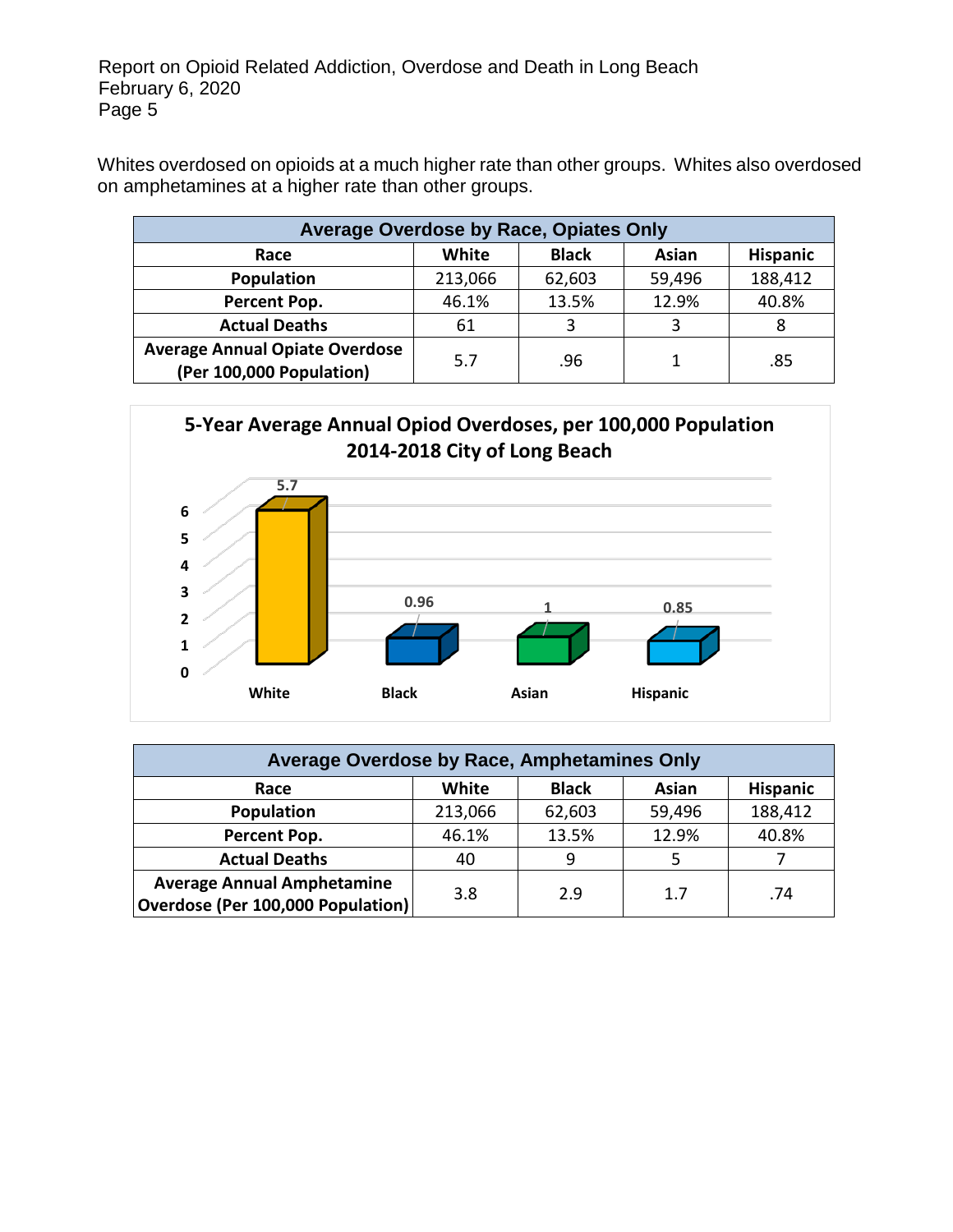Whites overdosed on opioids at a much higher rate than other groups. Whites also overdosed on amphetamines at a higher rate than other groups.

| Average Overdose by Race, Opiates Only | | | | |
|---|---|---|---|---|
| **Race** | **White** | **Black** | **Asian** | **Hispanic** |
| **Population** | 213,066 | 62,603 | 59,496 | 188,412 |
| **Percent Pop.** | 46.1% | 13.5% | 12.9% | 40.8% |
| **Actual Deaths** | 61 | 3 | 3 | 8 |
| **Average Annual Opiate Overdose (Per 100,000 Population)** | 5.7 | .96 | 1 | .85 |

**5-Year Average Annual Opiod Overdoses, per 100,000 Population 2014-2018 City of Long Beach**

| | White | Black | Asian | Hispanic |
|---|---|---|---|---|
| Per 100,000 Population | 5.7 | 0.96 | 1 | 0.85 |

| Average Overdose by Race, Amphetamines Only | | | | |
|---|---|---|---|---|
| **Race** | **White** | **Black** | **Asian** | **Hispanic** |
| **Population** | 213,066 | 62,603 | 59,496 | 188,412 |
| **Percent Pop.** | 46.1% | 13.5% | 12.9% | 40.8% |
| **Actual Deaths** | 40 | 9 | 5 | 7 |
| **Average Annual Amphetamine Overdose (Per 100,000 Population)** | 3.8 | 2.9 | 1.7 | .74 |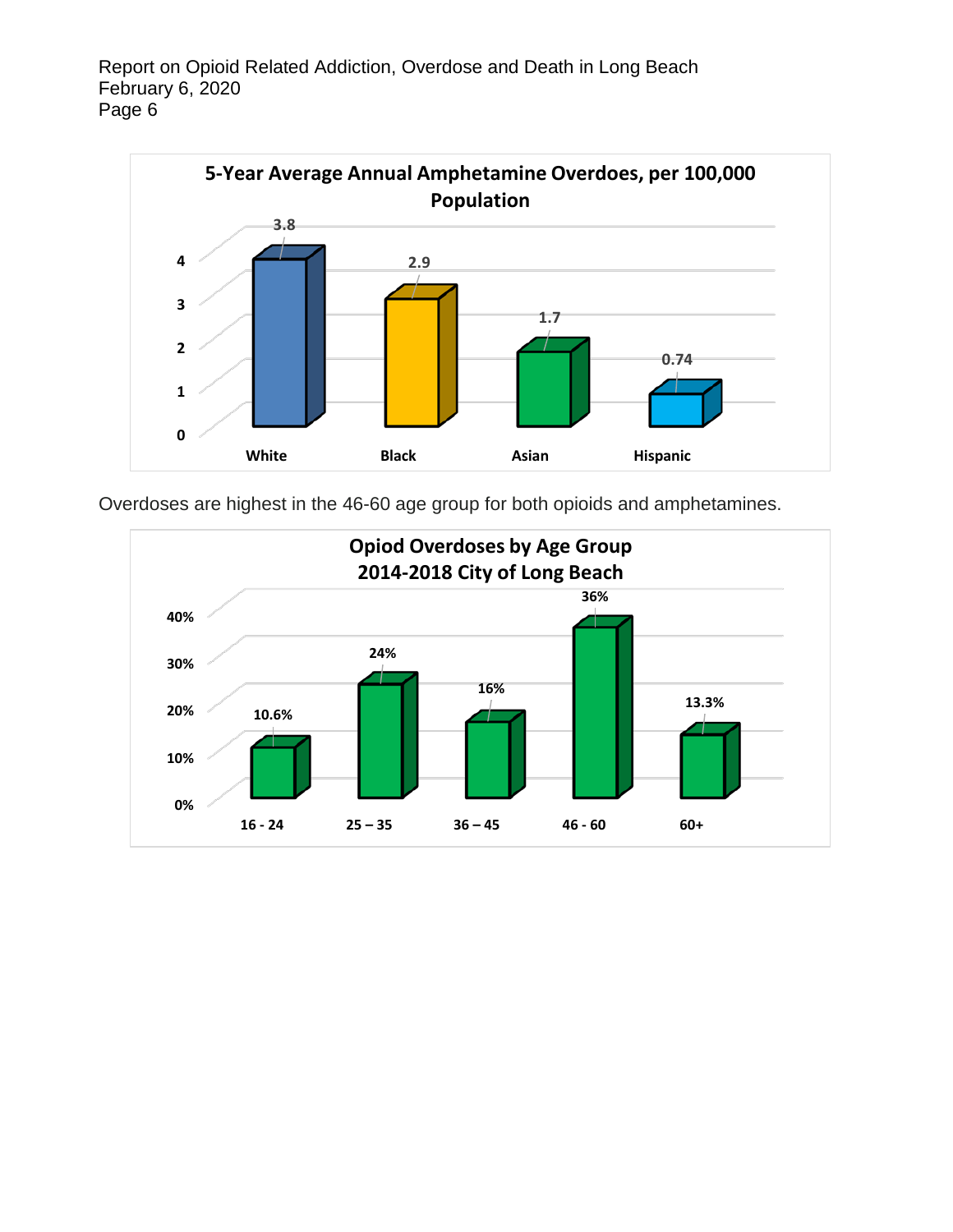**5-Year Average Annual Amphetamine Overdoes, per 100,000 Population**

| | White | Black | Asian | Hispanic |
|---|---|---|---|---|
| Rate per 100,000 | 3.8 | 2.9 | 1.7 | 0.74 |

Overdoses are highest in the 46-60 age group for both opioids and amphetamines.

**Opiod Overdoses by Age Group**
**2014-2018 City of Long Beach**

| 16 - 24 | 25 – 35 | 36 – 45 | 46 - 60 | 60+ |
|---|---|---|---|---|
| 10.6% | 24% | 16% | 36% | 13.3% |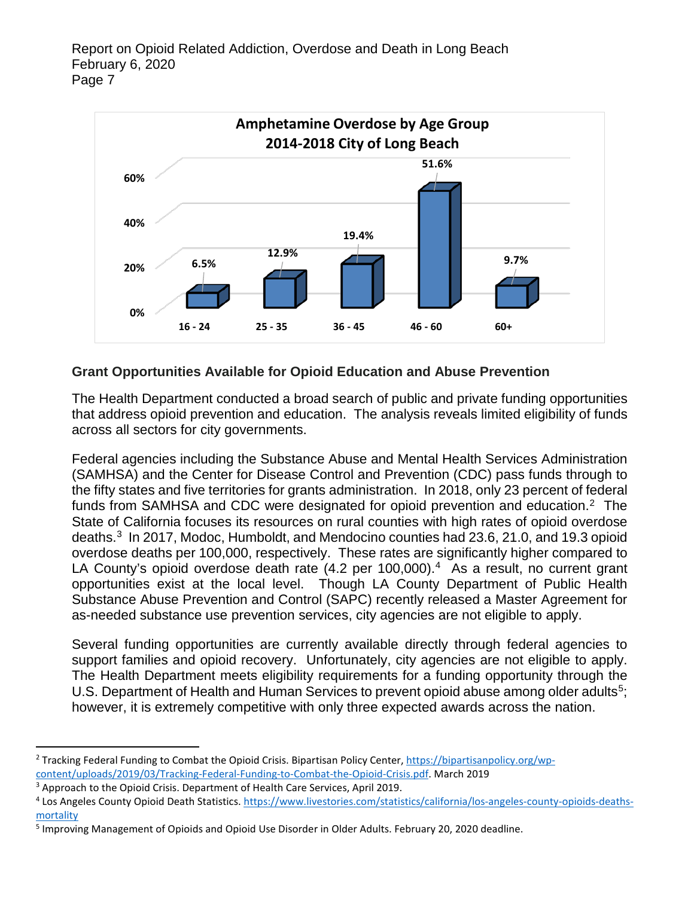**Amphetamine Overdose by Age Group**
**2014-2018 City of Long Beach**

| Age Group | Percent |
|---|---|
| 16 - 24 | 6.5% |
| 25 - 35 | 12.9% |
| 36 - 45 | 19.4% |
| 46 - 60 | 51.6% |
| 60+ | 9.7% |

## Grant Opportunities Available for Opioid Education and Abuse Prevention

The Health Department conducted a broad search of public and private funding opportunities that address opioid prevention and education. The analysis reveals limited eligibility of funds across all sectors for city governments.

Federal agencies including the Substance Abuse and Mental Health Services Administration (SAMHSA) and the Center for Disease Control and Prevention (CDC) pass funds through to the fifty states and five territories for grants administration. In 2018, only 23 percent of federal funds from SAMHSA and CDC were designated for opioid prevention and education.[2] The State of California focuses its resources on rural counties with high rates of opioid overdose deaths.[3] In 2017, Modoc, Humboldt, and Mendocino counties had 23.6, 21.0, and 19.3 opioid overdose deaths per 100,000, respectively. These rates are significantly higher compared to LA County's opioid overdose death rate (4.2 per 100,000).[4] As a result, no current grant opportunities exist at the local level. Though LA County Department of Public Health Substance Abuse Prevention and Control (SAPC) recently released a Master Agreement for as-needed substance use prevention services, city agencies are not eligible to apply.

Several funding opportunities are currently available directly through federal agencies to support families and opioid recovery. Unfortunately, city agencies are not eligible to apply. The Health Department meets eligibility requirements for a funding opportunity through the U.S. Department of Health and Human Services to prevent opioid abuse among older adults[5]; however, it is extremely competitive with only three expected awards across the nation.

---

[2] Tracking Federal Funding to Combat the Opioid Crisis. Bipartisan Policy Center, https://bipartisanpolicy.org/wp-content/uploads/2019/03/Tracking-Federal-Funding-to-Combat-the-Opioid-Crisis.pdf. March 2019

[3] Approach to the Opioid Crisis. Department of Health Care Services, April 2019.

[4] Los Angeles County Opioid Death Statistics. https://www.livestories.com/statistics/california/los-angeles-county-opioids-deaths-mortality

[5] Improving Management of Opioids and Opioid Use Disorder in Older Adults. February 20, 2020 deadline.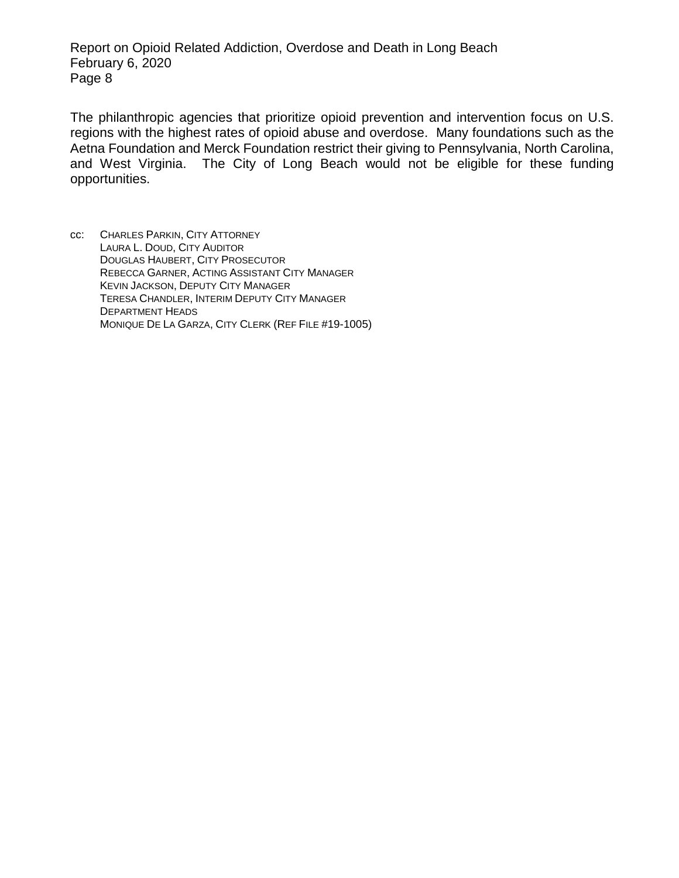The philanthropic agencies that prioritize opioid prevention and intervention focus on U.S. regions with the highest rates of opioid abuse and overdose. Many foundations such as the Aetna Foundation and Merck Foundation restrict their giving to Pennsylvania, North Carolina, and West Virginia. The City of Long Beach would not be eligible for these funding opportunities.

cc: CHARLES PARKIN, CITY ATTORNEY
LAURA L. DOUD, CITY AUDITOR
DOUGLAS HAUBERT, CITY PROSECUTOR
REBECCA GARNER, ACTING ASSISTANT CITY MANAGER
KEVIN JACKSON, DEPUTY CITY MANAGER
TERESA CHANDLER, INTERIM DEPUTY CITY MANAGER
DEPARTMENT HEADS
MONIQUE DE LA GARZA, CITY CLERK (REF FILE #19-1005)